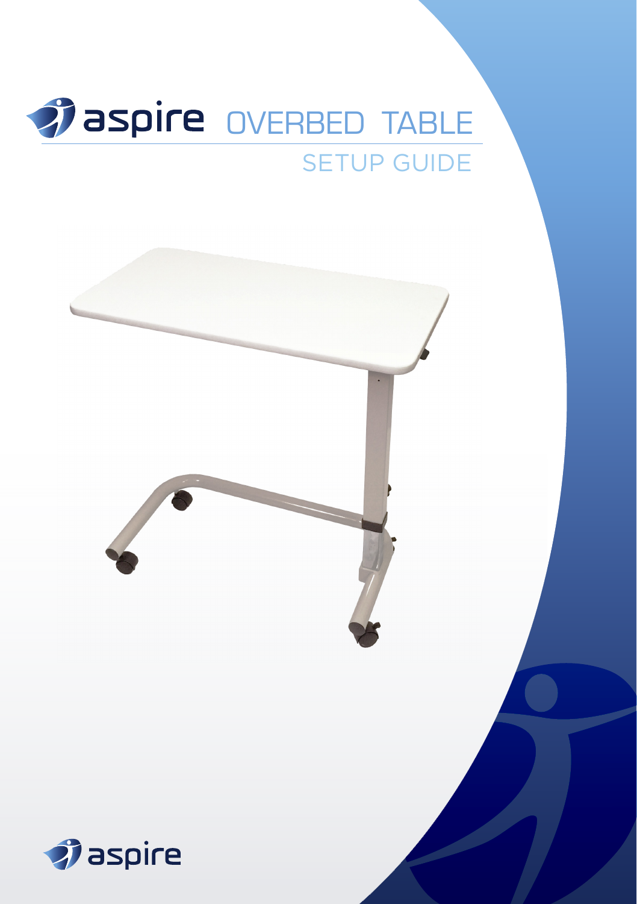# aspire OVERBED TABLE

## SETUP GUIDE

aspire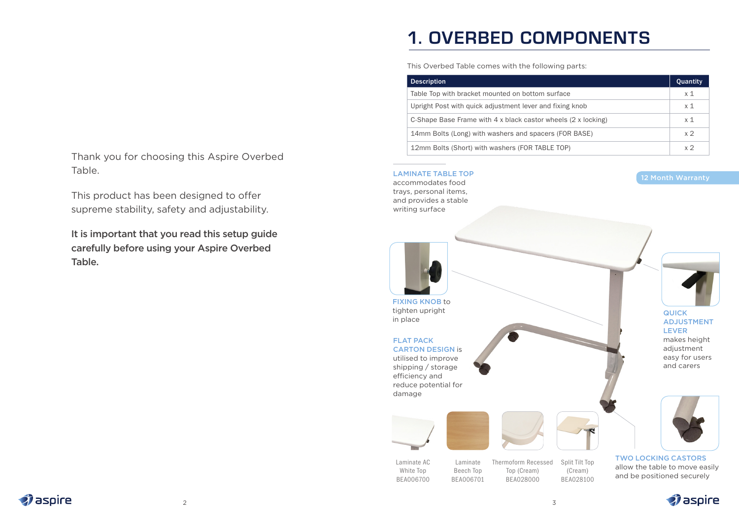Thank you for choosing this Aspire Overbed Table.

This product has been designed to offer supreme stability, safety and adjustability.

**It is important that you read this setup guide carefully before using your Aspire Overbed Table.**

# 1. OVERBED COMPONENTS

This Overbed Table comes with the following parts:

| Description | Quantity |
|---|---|
| Table Top with bracket mounted on bottom surface | x 1 |
| Upright Post with quick adjustment lever and fixing knob | x 1 |
| C-Shape Base Frame with 4 x black castor wheels (2 x locking) | x 1 |
| 14mm Bolts (Long) with washers and spacers (FOR BASE) | x 2 |
| 12mm Bolts (Short) with washers (FOR TABLE TOP) | x 2 |

12 Month Warranty

**LAMINATE TABLE TOP** accommodates food trays, personal items, and provides a stable writing surface

**FIXING KNOB** to tighten upright in place

**FLAT PACK CARTON DESIGN** is utilised to improve shipping / storage efficiency and reduce potential for damage

**QUICK ADJUSTMENT LEVER** makes height adjustment easy for users and carers

**TWO LOCKING CASTORS** allow the table to move easily and be positioned securely

Laminate AC White Top BEA006700

Laminate Beech Top BEA006701

Thermoform Recessed Top (Cream) BEA028000

Split Tilt Top (Cream) BEA028100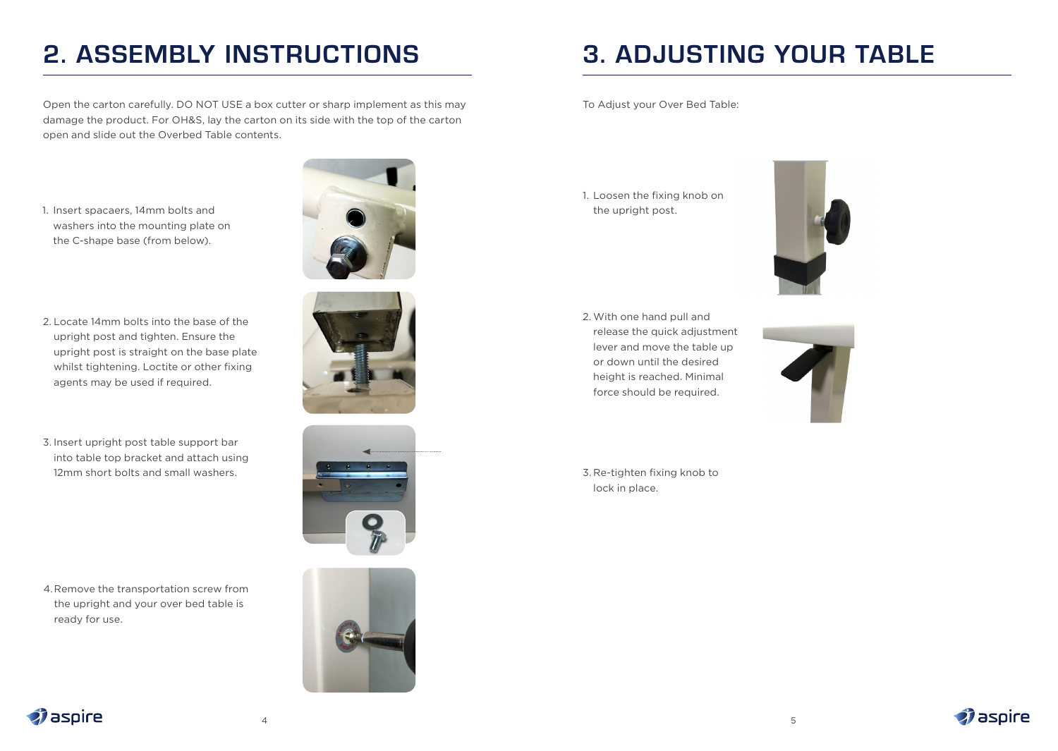# 2. ASSEMBLY INSTRUCTIONS

Open the carton carefully. DO NOT USE a box cutter or sharp implement as this may damage the product. For OH&S, lay the carton on its side with the top of the carton open and slide out the Overbed Table contents.

1. Insert spacaers, 14mm bolts and washers into the mounting plate on the C-shape base (from below).

2. Locate 14mm bolts into the base of the upright post and tighten. Ensure the upright post is straight on the base plate whilst tightening. Loctite or other fixing agents may be used if required.

3. Insert upright post table support bar into table top bracket and attach using 12mm short bolts and small washers.

4. Remove the transportation screw from the upright and your over bed table is ready for use.

# 3. ADJUSTING YOUR TABLE

To Adjust your Over Bed Table:

1. Loosen the fixing knob on the upright post.

2. With one hand pull and release the quick adjustment lever and move the table up or down until the desired height is reached. Minimal force should be required.

3. Re-tighten fixing knob to lock in place.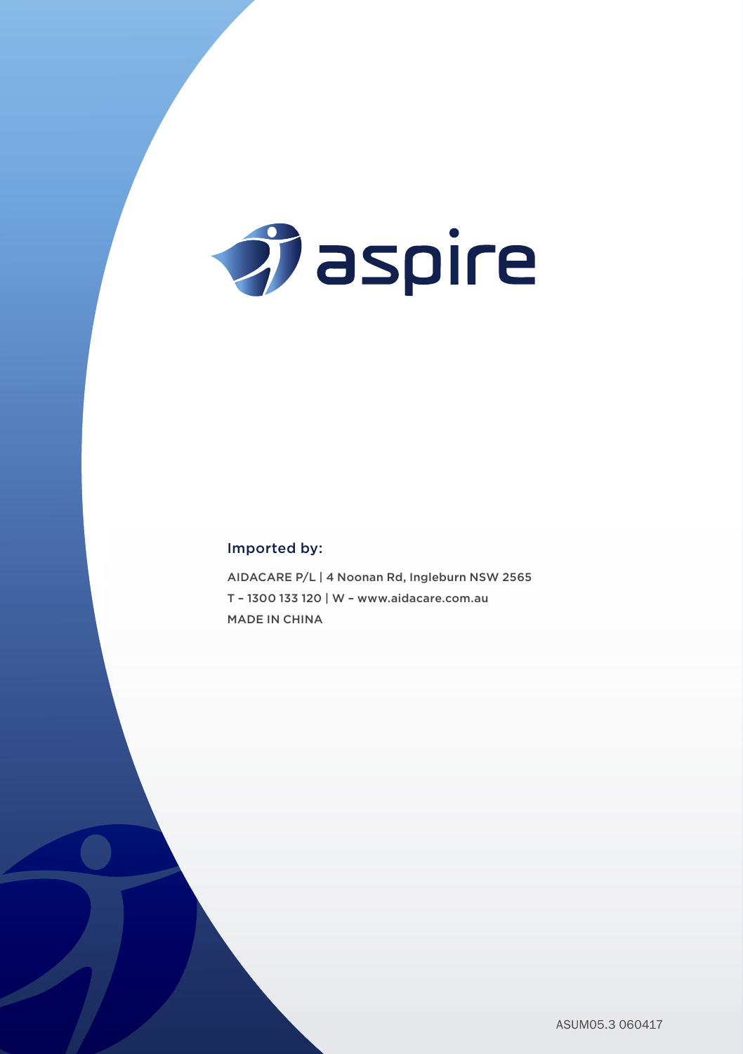aspire

**Imported by:**

AIDACARE P/L | 4 Noonan Rd, Ingleburn NSW 2565

T – 1300 133 120 | W – www.aidacare.com.au

MADE IN CHINA

ASUM05.3 060417